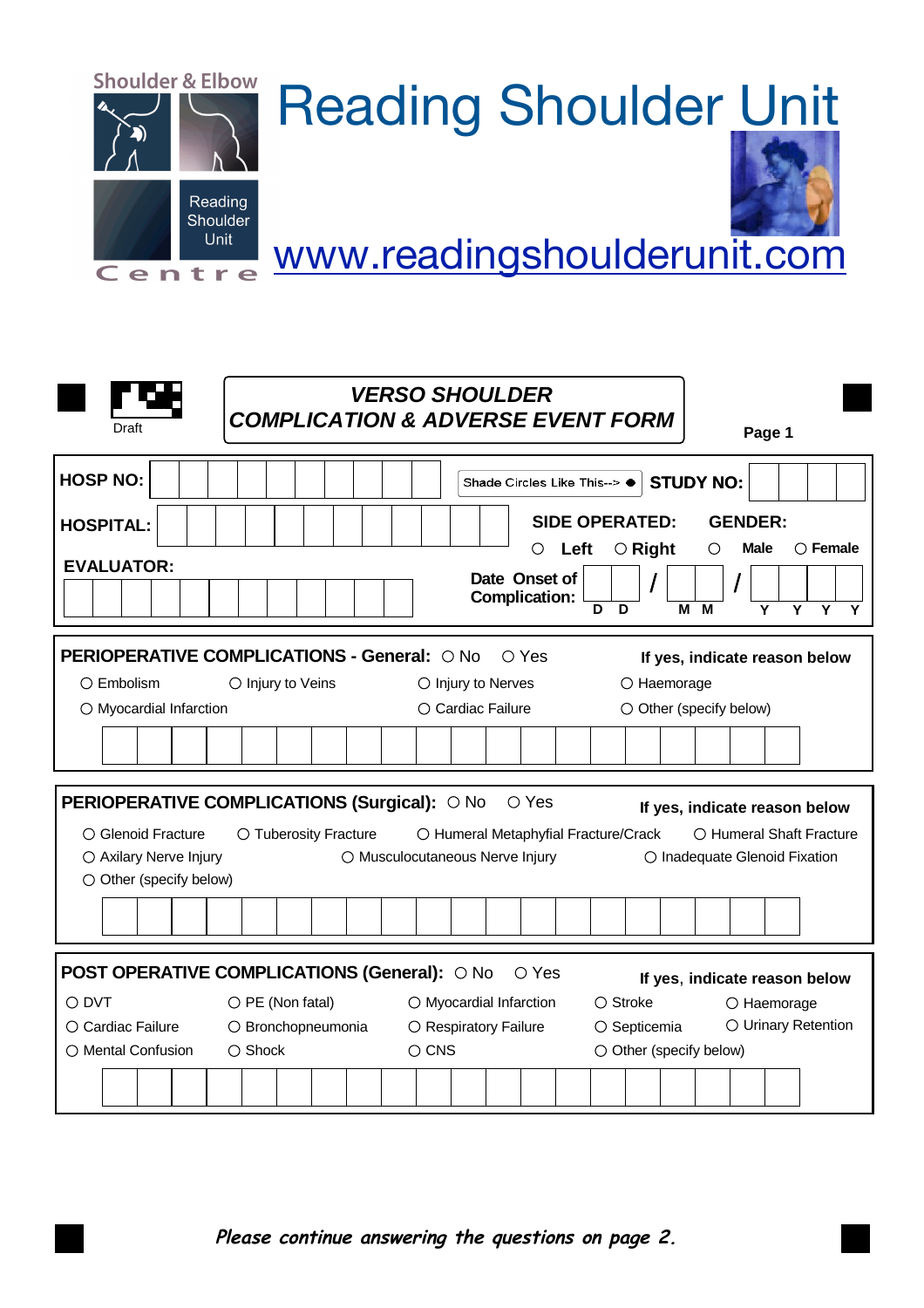Shoulder & Elbow

Reading Shoulder Unit

Centre

# Reading Shoulder Unit

www.readingshoulderunit.com

Draft

## VERSO SHOULDER COMPLICATION & ADVERSE EVENT FORM

Page 1

**HOSP NO:**

Shade Circles Like This--> ●

**STUDY NO:**

**HOSPITAL:**

**SIDE OPERATED:** ○ Left ○ Right

**GENDER:** ○ Male ○ Female

**EVALUATOR:**

**Date Onset of Complication:** D D / M M / Y Y Y Y

### PERIOPERATIVE COMPLICATIONS - General: ○ No ○ Yes

**If yes, indicate reason below**

○ Embolism ○ Injury to Veins ○ Injury to Nerves ○ Haemorage

○ Myocardial Infarction ○ Cardiac Failure ○ Other (specify below)

### PERIOPERATIVE COMPLICATIONS (Surgical): ○ No ○ Yes

**If yes, indicate reason below**

○ Glenoid Fracture ○ Tuberosity Fracture ○ Humeral Metaphyfial Fracture/Crack ○ Humeral Shaft Fracture

○ Axilary Nerve Injury ○ Musculocutaneous Nerve Injury ○ Inadequate Glenoid Fixation

○ Other (specify below)

### POST OPERATIVE COMPLICATIONS (General): ○ No ○ Yes

**If yes, indicate reason below**

○ DVT ○ PE (Non fatal) ○ Myocardial Infarction ○ Stroke ○ Haemorage

○ Cardiac Failure ○ Bronchopneumonia ○ Respiratory Failure ○ Septicemia ○ Urinary Retention

○ Mental Confusion ○ Shock ○ CNS ○ Other (specify below)

*Please continue answering the questions on page 2.*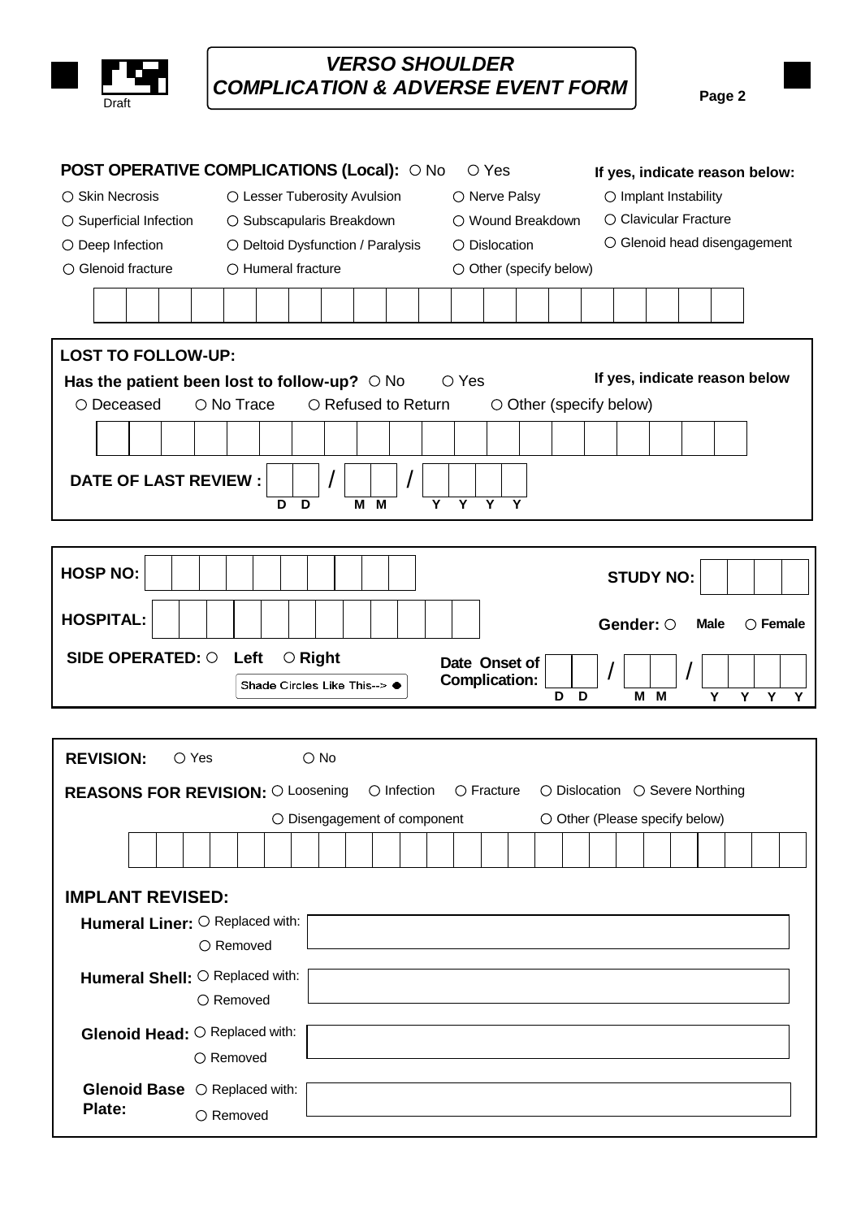# *VERSO SHOULDER COMPLICATION & ADVERSE EVENT FORM*

Draft

**POST OPERATIVE COMPLICATIONS (Local):** ○ No ○ Yes **If yes, indicate reason below:**

○ Skin Necrosis ○ Lesser Tuberosity Avulsion ○ Nerve Palsy ○ Implant Instability

○ Superficial Infection ○ Subscapularis Breakdown ○ Wound Breakdown ○ Clavicular Fracture

○ Deep Infection ○ Deltoid Dysfunction / Paralysis ○ Dislocation ○ Glenoid head disengagement

○ Glenoid fracture ○ Humeral fracture ○ Other (specify below)

| | | | | | | | | | | | | | | | | | | | |
|---|---|---|---|---|---|---|---|---|---|---|---|---|---|---|---|---|---|---|---|

**LOST TO FOLLOW-UP:**

**Has the patient been lost to follow-up?** ○ No ○ Yes **If yes, indicate reason below**

○ Deceased ○ No Trace ○ Refused to Return ○ Other (specify below)

| | | | | | | | | | | | | | | | | | | | |
|---|---|---|---|---|---|---|---|---|---|---|---|---|---|---|---|---|---|---|---|

**DATE OF LAST REVIEW :** __ __ / __ __ / __ __ __ __
D D M M Y Y Y Y

**HOSP NO:** 

**STUDY NO:** 

**HOSPITAL:** 

**Gender:** ○ **Male** ○ **Female**

**SIDE OPERATED:** ○ **Left** ○ **Right**

Shade Circles Like This--> ●

**Date Onset of Complication:** __ __ / __ __ / __ __ __ __
D D M M Y Y Y Y

**REVISION:** ○ Yes ○ No

**REASONS FOR REVISION:** ○ Loosening ○ Infection ○ Fracture ○ Dislocation ○ Severe Northing

○ Disengagement of component ○ Other (Please specify below)

| | | | | | | | | | | | | | | | | | | | | | | | |
|---|---|---|---|---|---|---|---|---|---|---|---|---|---|---|---|---|---|---|---|---|---|---|---|

**IMPLANT REVISED:**

**Humeral Liner:** ○ Replaced with: ______________________
○ Removed

**Humeral Shell:** ○ Replaced with: ______________________
○ Removed

**Glenoid Head:** ○ Replaced with: ______________________
○ Removed

**Glenoid Base Plate:** ○ Replaced with: ______________________
○ Removed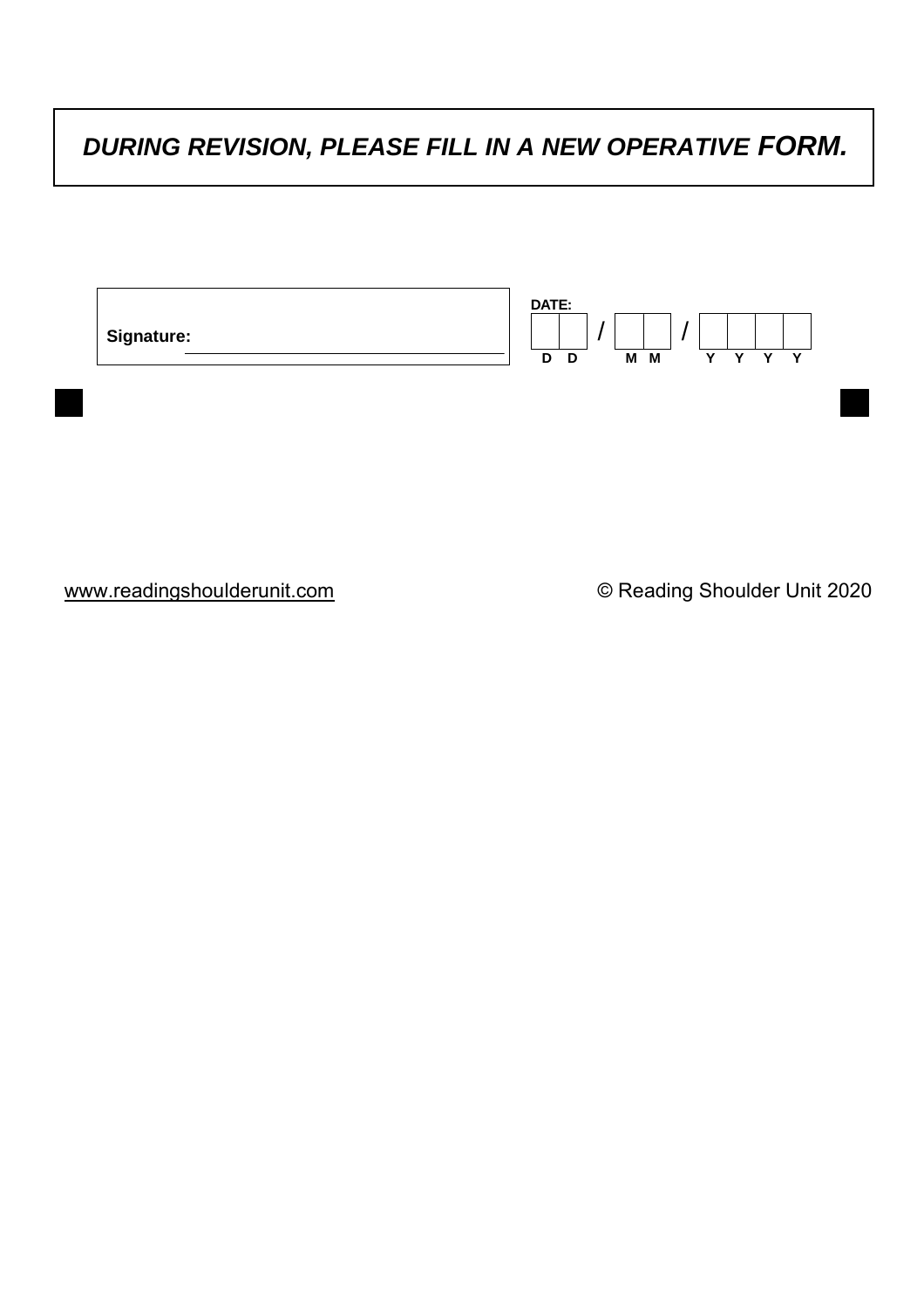***DURING REVISION, PLEASE FILL IN A NEW OPERATIVE FORM.***

**Signature:** ______________________________

**DATE:** ☐☐ / ☐☐ / ☐☐☐☐
**D D** **M M** **Y Y Y Y**

www.readingshoulderunit.com

© Reading Shoulder Unit 2020